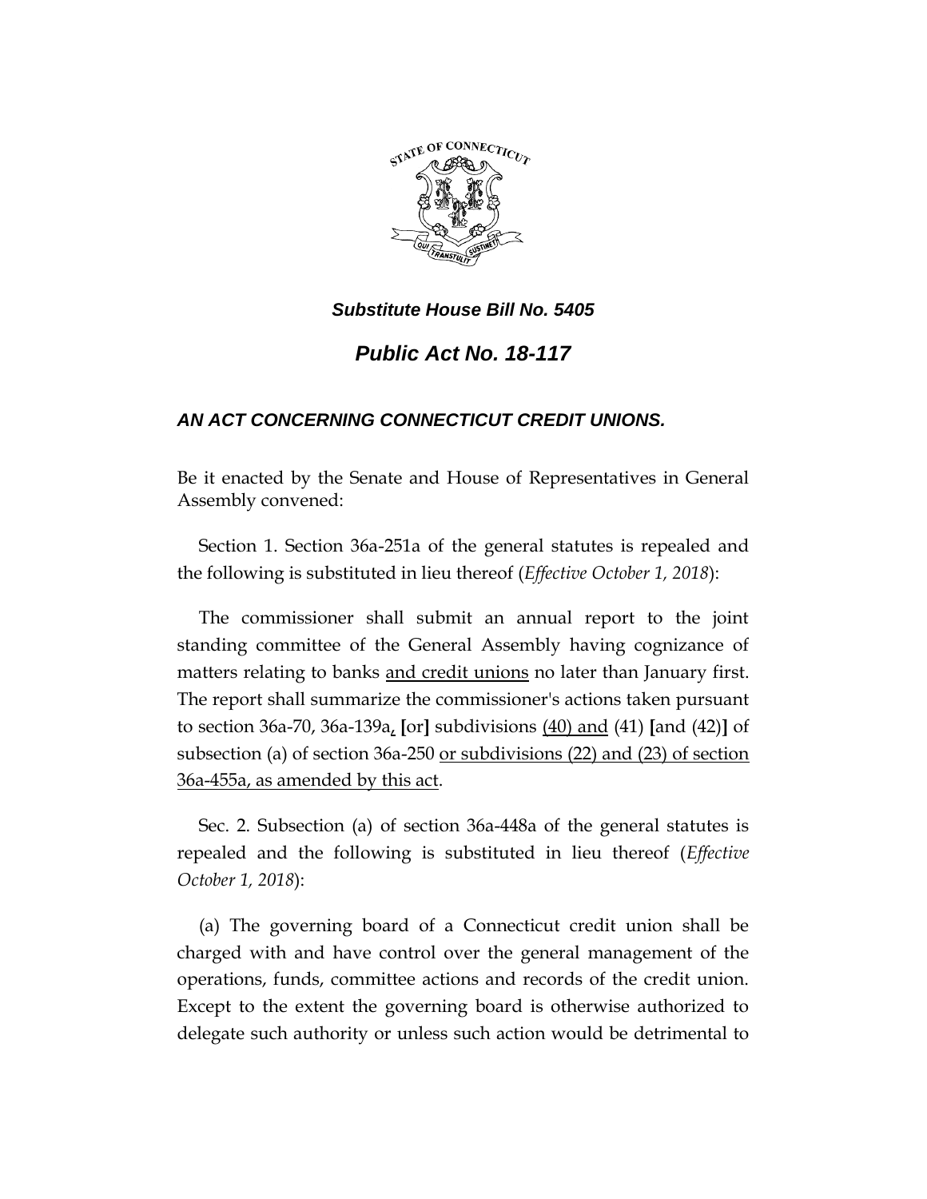***Substitute House Bill No. 5405***

# *Public Act No. 18-117*

## *AN ACT CONCERNING CONNECTICUT CREDIT UNIONS.*

Be it enacted by the Senate and House of Representatives in General Assembly convened:

Section 1. Section 36a-251a of the general statutes is repealed and the following is substituted in lieu thereof (*Effective October 1, 2018*):

The commissioner shall submit an annual report to the joint standing committee of the General Assembly having cognizance of matters relating to banks <u>and credit unions</u> no later than January first. The report shall summarize the commissioner's actions taken pursuant to section 36a-70, 36a-139a<u>,</u> **[**or**]** subdivisions <u>(40) and</u> (41) **[**and (42)**]** of subsection (a) of section 36a-250 <u>or subdivisions (22) and (23) of section 36a-455a, as amended by this act</u>.

Sec. 2. Subsection (a) of section 36a-448a of the general statutes is repealed and the following is substituted in lieu thereof (*Effective October 1, 2018*):

(a) The governing board of a Connecticut credit union shall be charged with and have control over the general management of the operations, funds, committee actions and records of the credit union. Except to the extent the governing board is otherwise authorized to delegate such authority or unless such action would be detrimental to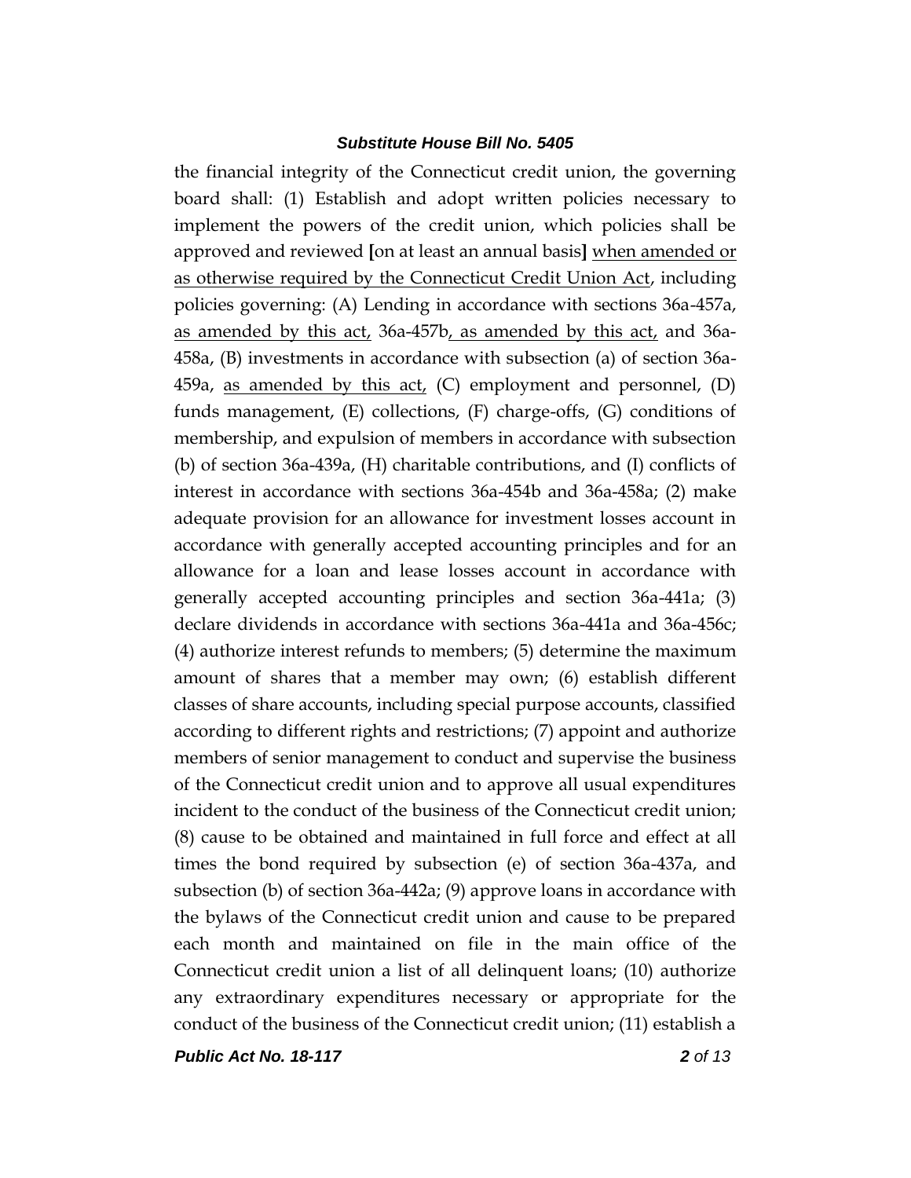the financial integrity of the Connecticut credit union, the governing board shall: (1) Establish and adopt written policies necessary to implement the powers of the credit union, which policies shall be approved and reviewed [on at least an annual basis] <u>when amended or as otherwise required by the Connecticut Credit Union Act</u>, including policies governing: (A) Lending in accordance with sections 36a-457a, <u>as amended by this act,</u> 36a-457b<u>, as amended by this act,</u> and 36a-458a, (B) investments in accordance with subsection (a) of section 36a-459a, <u>as amended by this act,</u> (C) employment and personnel, (D) funds management, (E) collections, (F) charge-offs, (G) conditions of membership, and expulsion of members in accordance with subsection (b) of section 36a-439a, (H) charitable contributions, and (I) conflicts of interest in accordance with sections 36a-454b and 36a-458a; (2) make adequate provision for an allowance for investment losses account in accordance with generally accepted accounting principles and for an allowance for a loan and lease losses account in accordance with generally accepted accounting principles and section 36a-441a; (3) declare dividends in accordance with sections 36a-441a and 36a-456c; (4) authorize interest refunds to members; (5) determine the maximum amount of shares that a member may own; (6) establish different classes of share accounts, including special purpose accounts, classified according to different rights and restrictions; (7) appoint and authorize members of senior management to conduct and supervise the business of the Connecticut credit union and to approve all usual expenditures incident to the conduct of the business of the Connecticut credit union; (8) cause to be obtained and maintained in full force and effect at all times the bond required by subsection (e) of section 36a-437a, and subsection (b) of section 36a-442a; (9) approve loans in accordance with the bylaws of the Connecticut credit union and cause to be prepared each month and maintained on file in the main office of the Connecticut credit union a list of all delinquent loans; (10) authorize any extraordinary expenditures necessary or appropriate for the conduct of the business of the Connecticut credit union; (11) establish a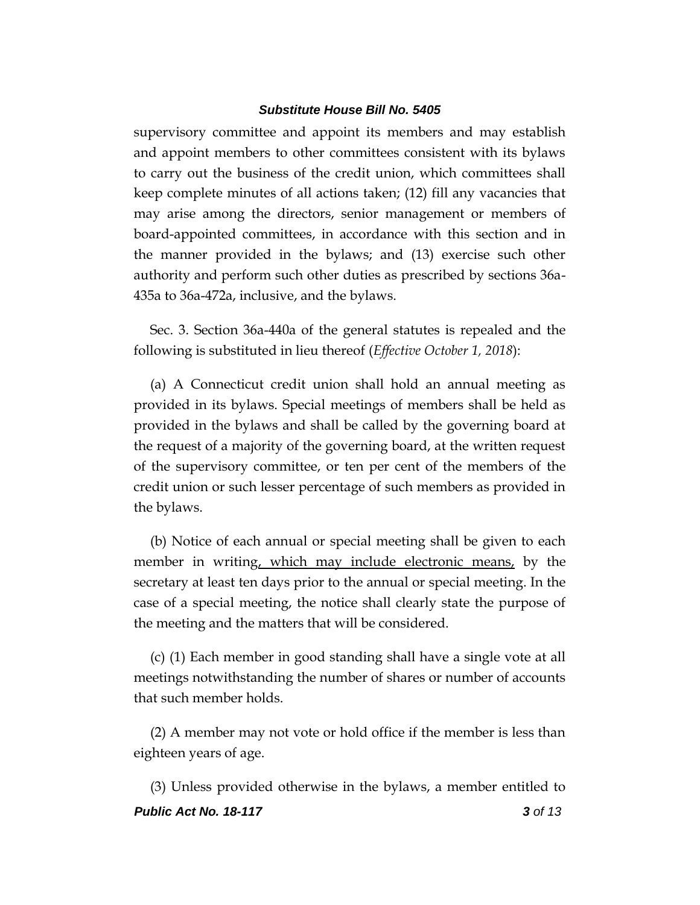supervisory committee and appoint its members and may establish and appoint members to other committees consistent with its bylaws to carry out the business of the credit union, which committees shall keep complete minutes of all actions taken; (12) fill any vacancies that may arise among the directors, senior management or members of board-appointed committees, in accordance with this section and in the manner provided in the bylaws; and (13) exercise such other authority and perform such other duties as prescribed by sections 36a-435a to 36a-472a, inclusive, and the bylaws.

Sec. 3. Section 36a-440a of the general statutes is repealed and the following is substituted in lieu thereof (*Effective October 1, 2018*):

(a) A Connecticut credit union shall hold an annual meeting as provided in its bylaws. Special meetings of members shall be held as provided in the bylaws and shall be called by the governing board at the request of a majority of the governing board, at the written request of the supervisory committee, or ten per cent of the members of the credit union or such lesser percentage of such members as provided in the bylaws.

(b) Notice of each annual or special meeting shall be given to each member in writing<u>, which may include electronic means,</u> by the secretary at least ten days prior to the annual or special meeting. In the case of a special meeting, the notice shall clearly state the purpose of the meeting and the matters that will be considered.

(c) (1) Each member in good standing shall have a single vote at all meetings notwithstanding the number of shares or number of accounts that such member holds.

(2) A member may not vote or hold office if the member is less than eighteen years of age.

(3) Unless provided otherwise in the bylaws, a member entitled to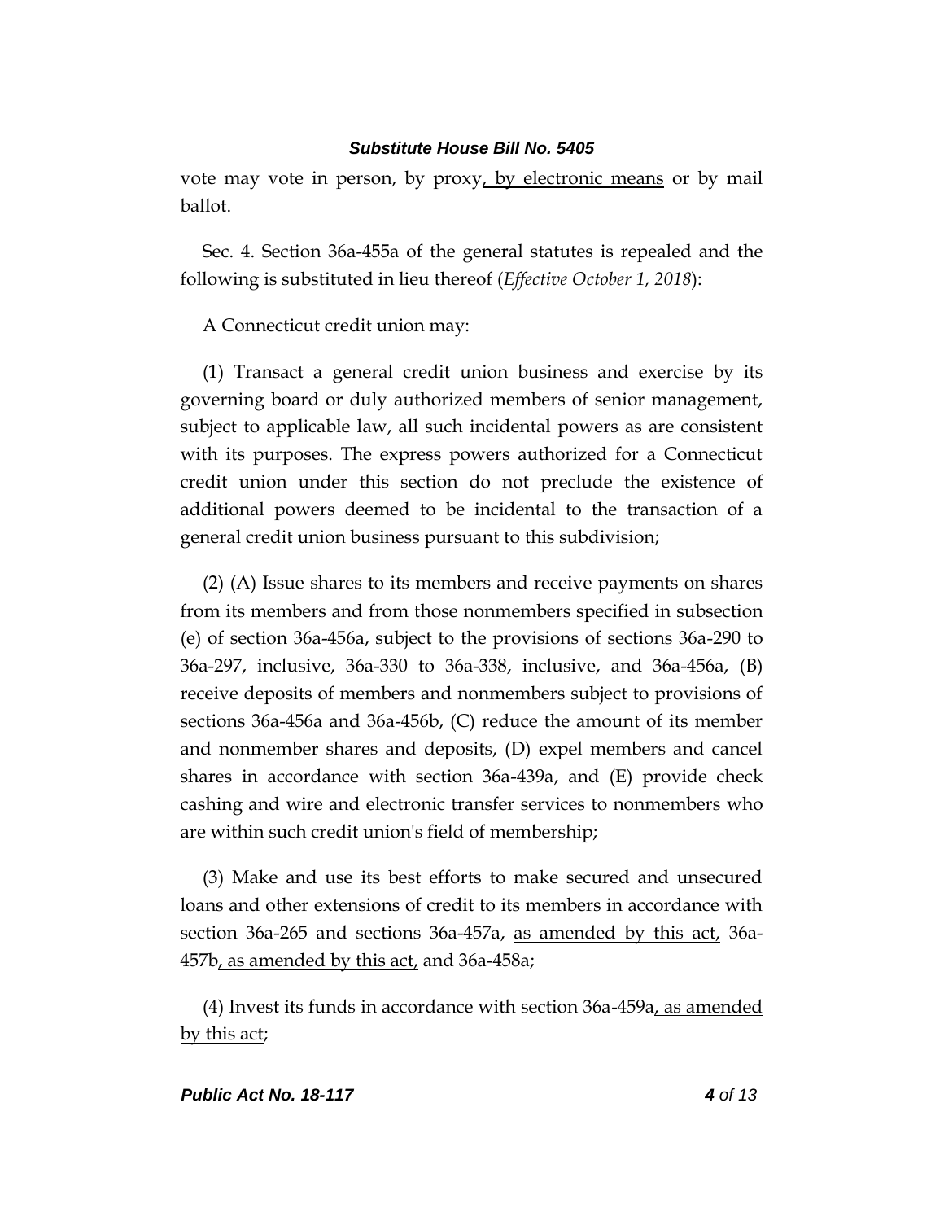vote may vote in person, by proxy<u>, by electronic means</u> or by mail ballot.

Sec. 4. Section 36a-455a of the general statutes is repealed and the following is substituted in lieu thereof (*Effective October 1, 2018*):

A Connecticut credit union may:

(1) Transact a general credit union business and exercise by its governing board or duly authorized members of senior management, subject to applicable law, all such incidental powers as are consistent with its purposes. The express powers authorized for a Connecticut credit union under this section do not preclude the existence of additional powers deemed to be incidental to the transaction of a general credit union business pursuant to this subdivision;

(2) (A) Issue shares to its members and receive payments on shares from its members and from those nonmembers specified in subsection (e) of section 36a-456a, subject to the provisions of sections 36a-290 to 36a-297, inclusive, 36a-330 to 36a-338, inclusive, and 36a-456a, (B) receive deposits of members and nonmembers subject to provisions of sections 36a-456a and 36a-456b, (C) reduce the amount of its member and nonmember shares and deposits, (D) expel members and cancel shares in accordance with section 36a-439a, and (E) provide check cashing and wire and electronic transfer services to nonmembers who are within such credit union's field of membership;

(3) Make and use its best efforts to make secured and unsecured loans and other extensions of credit to its members in accordance with section 36a-265 and sections 36a-457a, <u>as amended by this act,</u> 36a-457b<u>, as amended by this act,</u> and 36a-458a;

(4) Invest its funds in accordance with section 36a-459a<u>, as amended by this act</u>;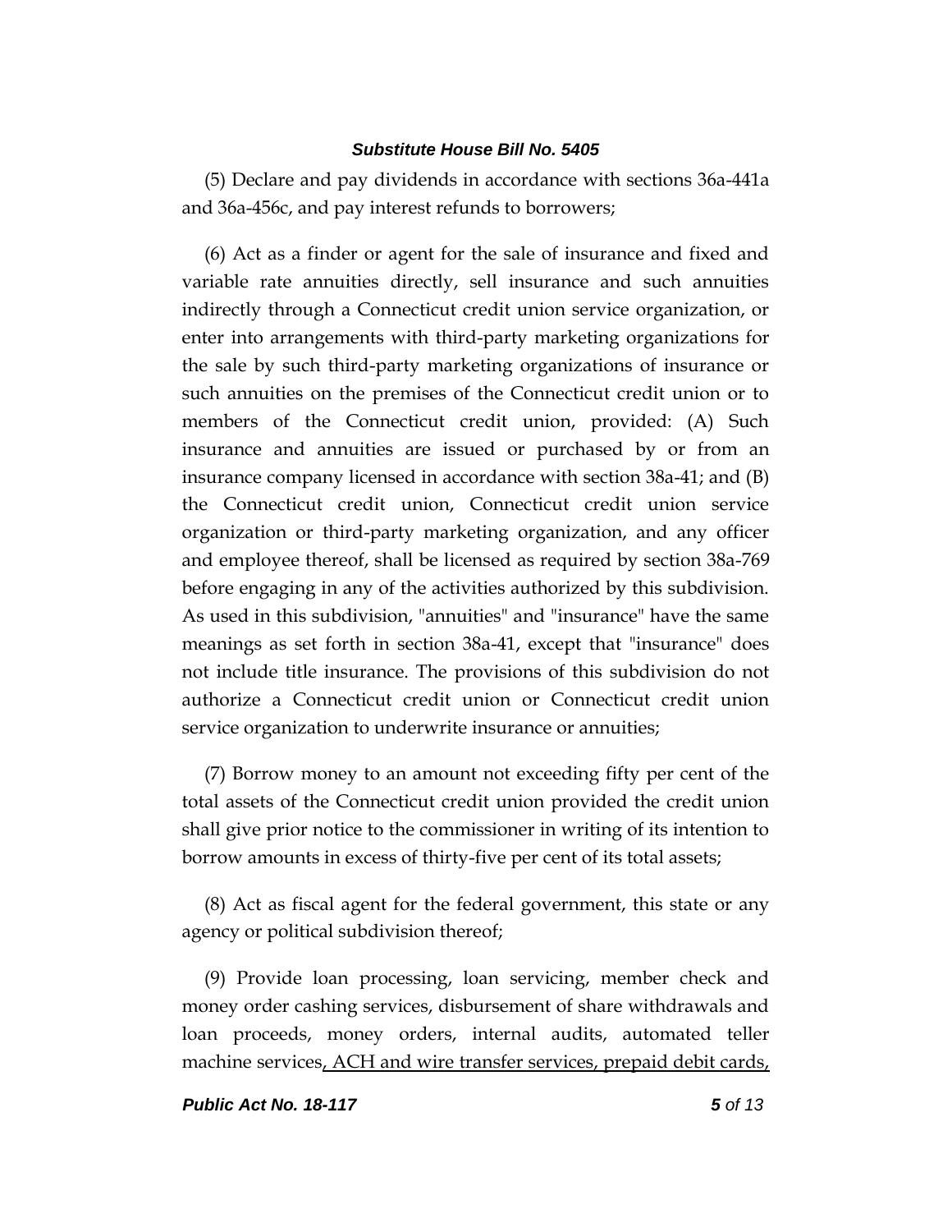(5) Declare and pay dividends in accordance with sections 36a-441a and 36a-456c, and pay interest refunds to borrowers;

(6) Act as a finder or agent for the sale of insurance and fixed and variable rate annuities directly, sell insurance and such annuities indirectly through a Connecticut credit union service organization, or enter into arrangements with third-party marketing organizations for the sale by such third-party marketing organizations of insurance or such annuities on the premises of the Connecticut credit union or to members of the Connecticut credit union, provided: (A) Such insurance and annuities are issued or purchased by or from an insurance company licensed in accordance with section 38a-41; and (B) the Connecticut credit union, Connecticut credit union service organization or third-party marketing organization, and any officer and employee thereof, shall be licensed as required by section 38a-769 before engaging in any of the activities authorized by this subdivision. As used in this subdivision, "annuities" and "insurance" have the same meanings as set forth in section 38a-41, except that "insurance" does not include title insurance. The provisions of this subdivision do not authorize a Connecticut credit union or Connecticut credit union service organization to underwrite insurance or annuities;

(7) Borrow money to an amount not exceeding fifty per cent of the total assets of the Connecticut credit union provided the credit union shall give prior notice to the commissioner in writing of its intention to borrow amounts in excess of thirty-five per cent of its total assets;

(8) Act as fiscal agent for the federal government, this state or any agency or political subdivision thereof;

(9) Provide loan processing, loan servicing, member check and money order cashing services, disbursement of share withdrawals and loan proceeds, money orders, internal audits, automated teller machine services, ACH and wire transfer services, prepaid debit cards,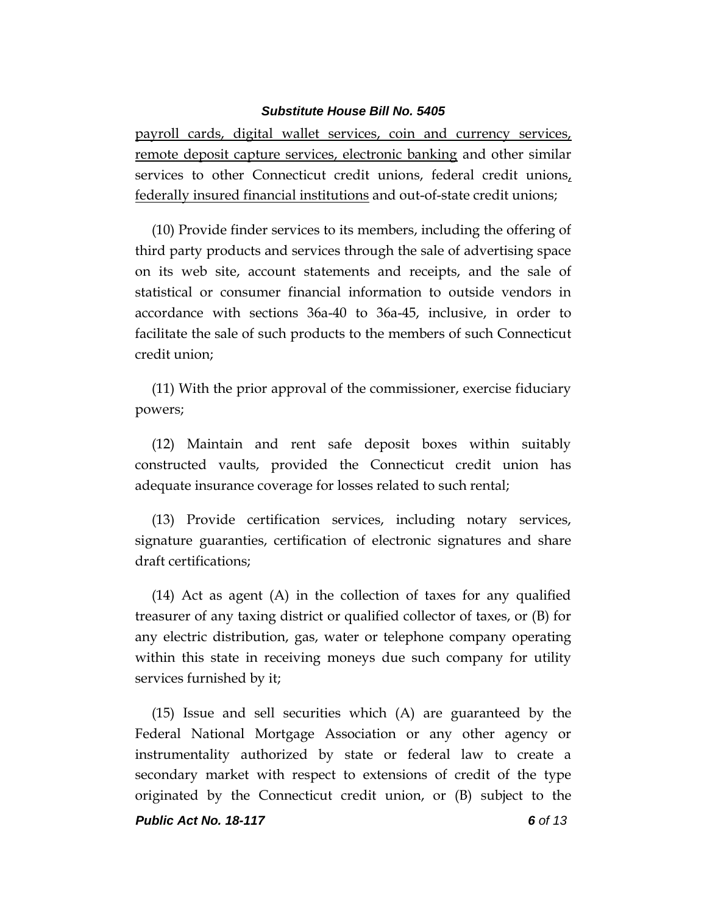payroll cards, digital wallet services, coin and currency services, remote deposit capture services, electronic banking and other similar services to other Connecticut credit unions, federal credit unions, federally insured financial institutions and out-of-state credit unions;

(10) Provide finder services to its members, including the offering of third party products and services through the sale of advertising space on its web site, account statements and receipts, and the sale of statistical or consumer financial information to outside vendors in accordance with sections 36a-40 to 36a-45, inclusive, in order to facilitate the sale of such products to the members of such Connecticut credit union;

(11) With the prior approval of the commissioner, exercise fiduciary powers;

(12) Maintain and rent safe deposit boxes within suitably constructed vaults, provided the Connecticut credit union has adequate insurance coverage for losses related to such rental;

(13) Provide certification services, including notary services, signature guaranties, certification of electronic signatures and share draft certifications;

(14) Act as agent (A) in the collection of taxes for any qualified treasurer of any taxing district or qualified collector of taxes, or (B) for any electric distribution, gas, water or telephone company operating within this state in receiving moneys due such company for utility services furnished by it;

(15) Issue and sell securities which (A) are guaranteed by the Federal National Mortgage Association or any other agency or instrumentality authorized by state or federal law to create a secondary market with respect to extensions of credit of the type originated by the Connecticut credit union, or (B) subject to the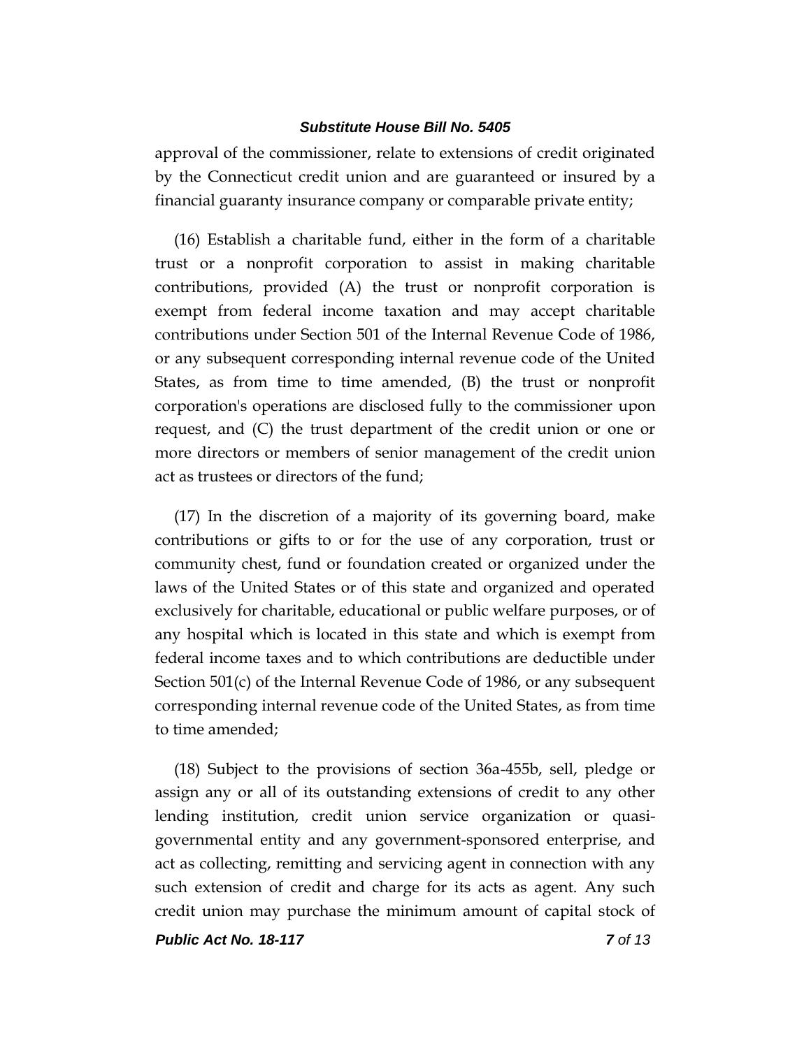approval of the commissioner, relate to extensions of credit originated by the Connecticut credit union and are guaranteed or insured by a financial guaranty insurance company or comparable private entity;

(16) Establish a charitable fund, either in the form of a charitable trust or a nonprofit corporation to assist in making charitable contributions, provided (A) the trust or nonprofit corporation is exempt from federal income taxation and may accept charitable contributions under Section 501 of the Internal Revenue Code of 1986, or any subsequent corresponding internal revenue code of the United States, as from time to time amended, (B) the trust or nonprofit corporation's operations are disclosed fully to the commissioner upon request, and (C) the trust department of the credit union or one or more directors or members of senior management of the credit union act as trustees or directors of the fund;

(17) In the discretion of a majority of its governing board, make contributions or gifts to or for the use of any corporation, trust or community chest, fund or foundation created or organized under the laws of the United States or of this state and organized and operated exclusively for charitable, educational or public welfare purposes, or of any hospital which is located in this state and which is exempt from federal income taxes and to which contributions are deductible under Section 501(c) of the Internal Revenue Code of 1986, or any subsequent corresponding internal revenue code of the United States, as from time to time amended;

(18) Subject to the provisions of section 36a-455b, sell, pledge or assign any or all of its outstanding extensions of credit to any other lending institution, credit union service organization or quasi-governmental entity and any government-sponsored enterprise, and act as collecting, remitting and servicing agent in connection with any such extension of credit and charge for its acts as agent. Any such credit union may purchase the minimum amount of capital stock of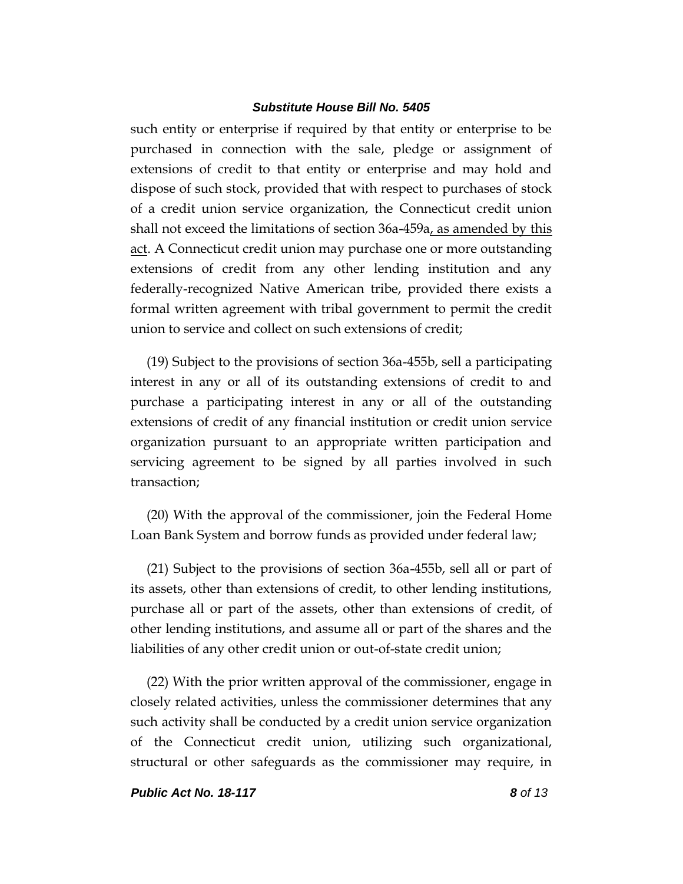such entity or enterprise if required by that entity or enterprise to be purchased in connection with the sale, pledge or assignment of extensions of credit to that entity or enterprise and may hold and dispose of such stock, provided that with respect to purchases of stock of a credit union service organization, the Connecticut credit union shall not exceed the limitations of section 36a-459a, as amended by this act. A Connecticut credit union may purchase one or more outstanding extensions of credit from any other lending institution and any federally-recognized Native American tribe, provided there exists a formal written agreement with tribal government to permit the credit union to service and collect on such extensions of credit;

(19) Subject to the provisions of section 36a-455b, sell a participating interest in any or all of its outstanding extensions of credit to and purchase a participating interest in any or all of the outstanding extensions of credit of any financial institution or credit union service organization pursuant to an appropriate written participation and servicing agreement to be signed by all parties involved in such transaction;

(20) With the approval of the commissioner, join the Federal Home Loan Bank System and borrow funds as provided under federal law;

(21) Subject to the provisions of section 36a-455b, sell all or part of its assets, other than extensions of credit, to other lending institutions, purchase all or part of the assets, other than extensions of credit, of other lending institutions, and assume all or part of the shares and the liabilities of any other credit union or out-of-state credit union;

(22) With the prior written approval of the commissioner, engage in closely related activities, unless the commissioner determines that any such activity shall be conducted by a credit union service organization of the Connecticut credit union, utilizing such organizational, structural or other safeguards as the commissioner may require, in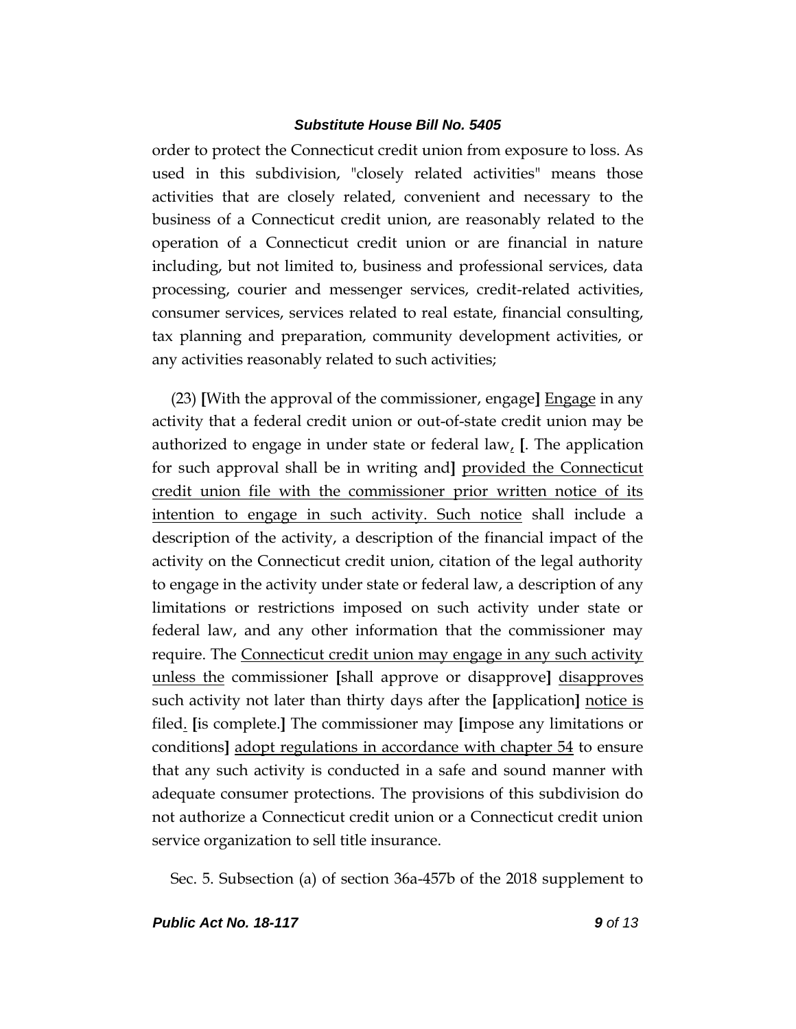order to protect the Connecticut credit union from exposure to loss. As used in this subdivision, "closely related activities" means those activities that are closely related, convenient and necessary to the business of a Connecticut credit union, are reasonably related to the operation of a Connecticut credit union or are financial in nature including, but not limited to, business and professional services, data processing, courier and messenger services, credit-related activities, consumer services, services related to real estate, financial consulting, tax planning and preparation, community development activities, or any activities reasonably related to such activities;

(23) **[**With the approval of the commissioner, engage**]** <u>Engage</u> in any activity that a federal credit union or out-of-state credit union may be authorized to engage in under state or federal law<u>,</u> **[**. The application for such approval shall be in writing and**]** <u>provided the Connecticut credit union file with the commissioner prior written notice of its intention to engage in such activity. Such notice</u> shall include a description of the activity, a description of the financial impact of the activity on the Connecticut credit union, citation of the legal authority to engage in the activity under state or federal law, a description of any limitations or restrictions imposed on such activity under state or federal law, and any other information that the commissioner may require. The <u>Connecticut credit union may engage in any such activity unless the</u> commissioner **[**shall approve or disapprove**]** <u>disapproves</u> such activity not later than thirty days after the **[**application**]** <u>notice is</u> filed<u>.</u> **[**is complete.**]** The commissioner may **[**impose any limitations or conditions**]** <u>adopt regulations in accordance with chapter 54</u> to ensure that any such activity is conducted in a safe and sound manner with adequate consumer protections. The provisions of this subdivision do not authorize a Connecticut credit union or a Connecticut credit union service organization to sell title insurance.

Sec. 5. Subsection (a) of section 36a-457b of the 2018 supplement to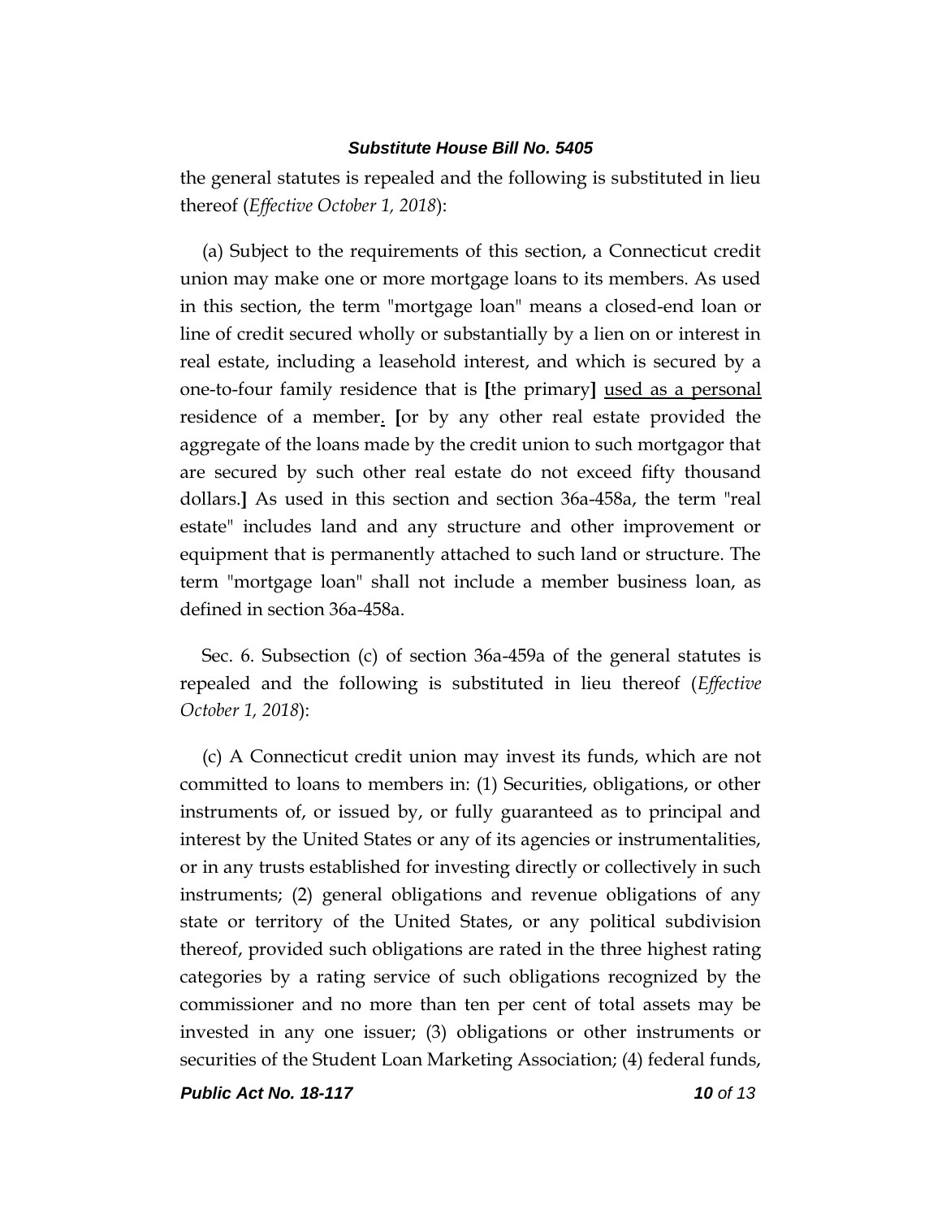the general statutes is repealed and the following is substituted in lieu thereof (*Effective October 1, 2018*):

(a) Subject to the requirements of this section, a Connecticut credit union may make one or more mortgage loans to its members. As used in this section, the term "mortgage loan" means a closed-end loan or line of credit secured wholly or substantially by a lien on or interest in real estate, including a leasehold interest, and which is secured by a one-to-four family residence that is **[**the primary**]** <u>used as a personal</u> residence of a member<u>.</u> **[**or by any other real estate provided the aggregate of the loans made by the credit union to such mortgagor that are secured by such other real estate do not exceed fifty thousand dollars.**]** As used in this section and section 36a-458a, the term "real estate" includes land and any structure and other improvement or equipment that is permanently attached to such land or structure. The term "mortgage loan" shall not include a member business loan, as defined in section 36a-458a.

Sec. 6. Subsection (c) of section 36a-459a of the general statutes is repealed and the following is substituted in lieu thereof (*Effective October 1, 2018*):

(c) A Connecticut credit union may invest its funds, which are not committed to loans to members in: (1) Securities, obligations, or other instruments of, or issued by, or fully guaranteed as to principal and interest by the United States or any of its agencies or instrumentalities, or in any trusts established for investing directly or collectively in such instruments; (2) general obligations and revenue obligations of any state or territory of the United States, or any political subdivision thereof, provided such obligations are rated in the three highest rating categories by a rating service of such obligations recognized by the commissioner and no more than ten per cent of total assets may be invested in any one issuer; (3) obligations or other instruments or securities of the Student Loan Marketing Association; (4) federal funds,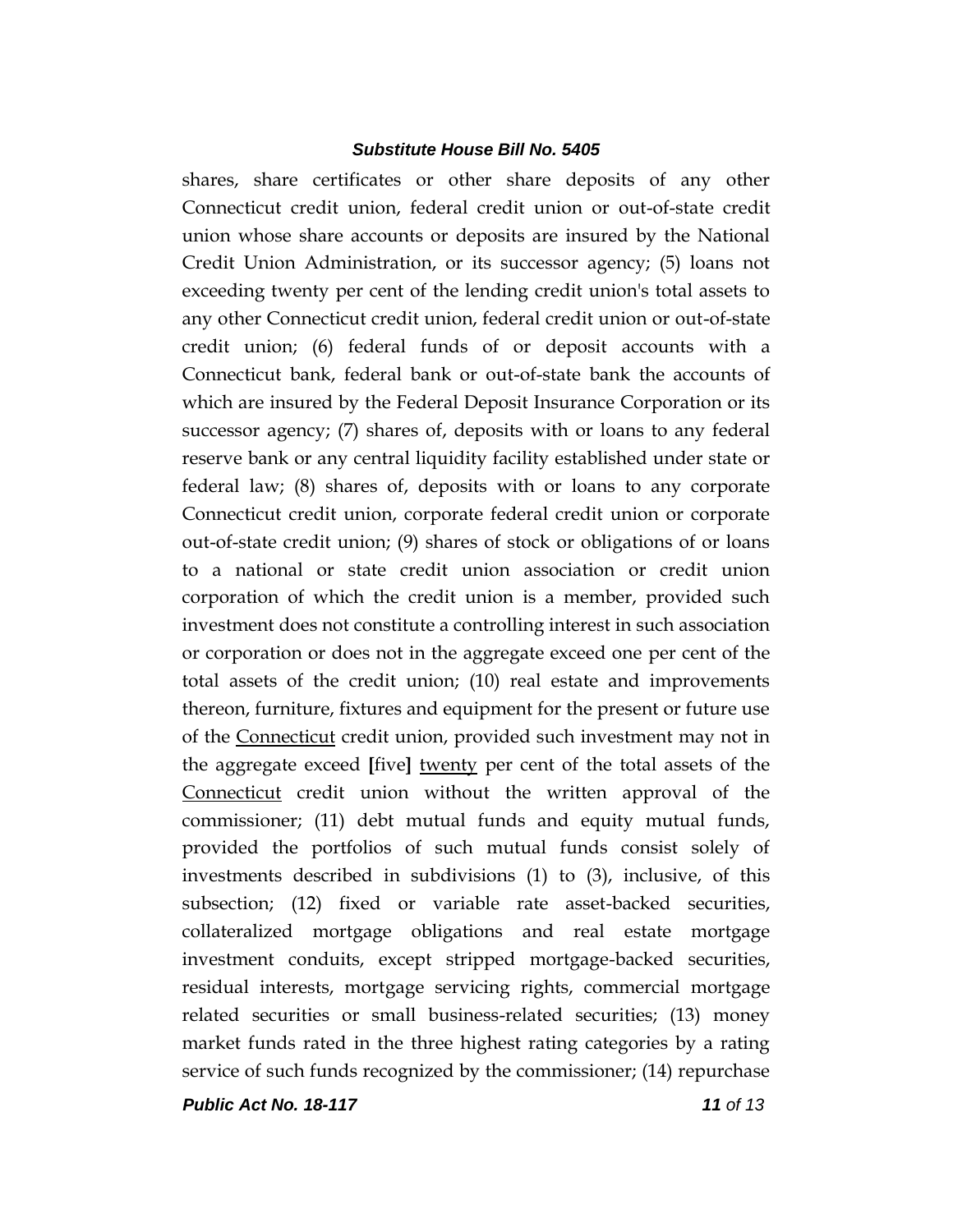shares, share certificates or other share deposits of any other Connecticut credit union, federal credit union or out-of-state credit union whose share accounts or deposits are insured by the National Credit Union Administration, or its successor agency; (5) loans not exceeding twenty per cent of the lending credit union's total assets to any other Connecticut credit union, federal credit union or out-of-state credit union; (6) federal funds of or deposit accounts with a Connecticut bank, federal bank or out-of-state bank the accounts of which are insured by the Federal Deposit Insurance Corporation or its successor agency; (7) shares of, deposits with or loans to any federal reserve bank or any central liquidity facility established under state or federal law; (8) shares of, deposits with or loans to any corporate Connecticut credit union, corporate federal credit union or corporate out-of-state credit union; (9) shares of stock or obligations of or loans to a national or state credit union association or credit union corporation of which the credit union is a member, provided such investment does not constitute a controlling interest in such association or corporation or does not in the aggregate exceed one per cent of the total assets of the credit union; (10) real estate and improvements thereon, furniture, fixtures and equipment for the present or future use of the <u>Connecticut</u> credit union, provided such investment may not in the aggregate exceed **[**five**]** <u>twenty</u> per cent of the total assets of the <u>Connecticut</u> credit union without the written approval of the commissioner; (11) debt mutual funds and equity mutual funds, provided the portfolios of such mutual funds consist solely of investments described in subdivisions (1) to (3), inclusive, of this subsection; (12) fixed or variable rate asset-backed securities, collateralized mortgage obligations and real estate mortgage investment conduits, except stripped mortgage-backed securities, residual interests, mortgage servicing rights, commercial mortgage related securities or small business-related securities; (13) money market funds rated in the three highest rating categories by a rating service of such funds recognized by the commissioner; (14) repurchase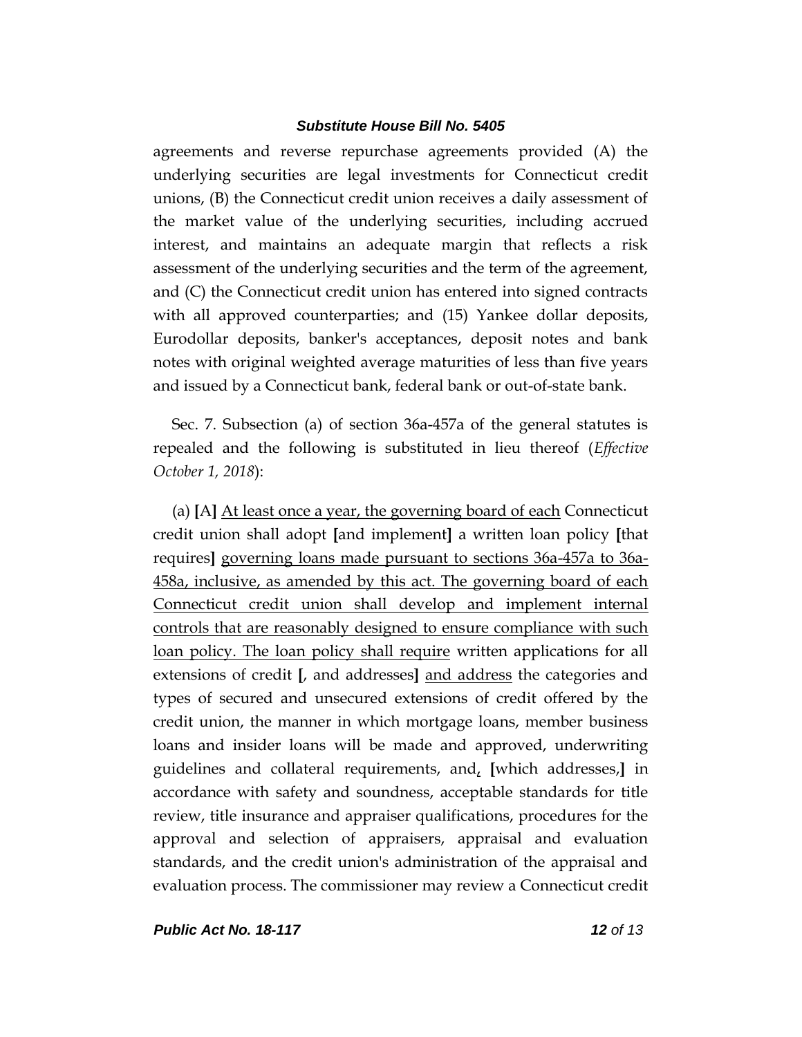agreements and reverse repurchase agreements provided (A) the underlying securities are legal investments for Connecticut credit unions, (B) the Connecticut credit union receives a daily assessment of the market value of the underlying securities, including accrued interest, and maintains an adequate margin that reflects a risk assessment of the underlying securities and the term of the agreement, and (C) the Connecticut credit union has entered into signed contracts with all approved counterparties; and (15) Yankee dollar deposits, Eurodollar deposits, banker's acceptances, deposit notes and bank notes with original weighted average maturities of less than five years and issued by a Connecticut bank, federal bank or out-of-state bank.

Sec. 7. Subsection (a) of section 36a-457a of the general statutes is repealed and the following is substituted in lieu thereof (*Effective October 1, 2018*):

(a) **[**A**]** <u>At least once a year, the governing board of each</u> Connecticut credit union shall adopt **[**and implement**]** a written loan policy **[**that requires**]** <u>governing loans made pursuant to sections 36a-457a to 36a-458a, inclusive, as amended by this act. The governing board of each Connecticut credit union shall develop and implement internal controls that are reasonably designed to ensure compliance with such loan policy. The loan policy shall require</u> written applications for all extensions of credit **[**, and addresses**]** <u>and address</u> the categories and types of secured and unsecured extensions of credit offered by the credit union, the manner in which mortgage loans, member business loans and insider loans will be made and approved, underwriting guidelines and collateral requirements, and<u>,</u> **[**which addresses,**]** in accordance with safety and soundness, acceptable standards for title review, title insurance and appraiser qualifications, procedures for the approval and selection of appraisers, appraisal and evaluation standards, and the credit union's administration of the appraisal and evaluation process. The commissioner may review a Connecticut credit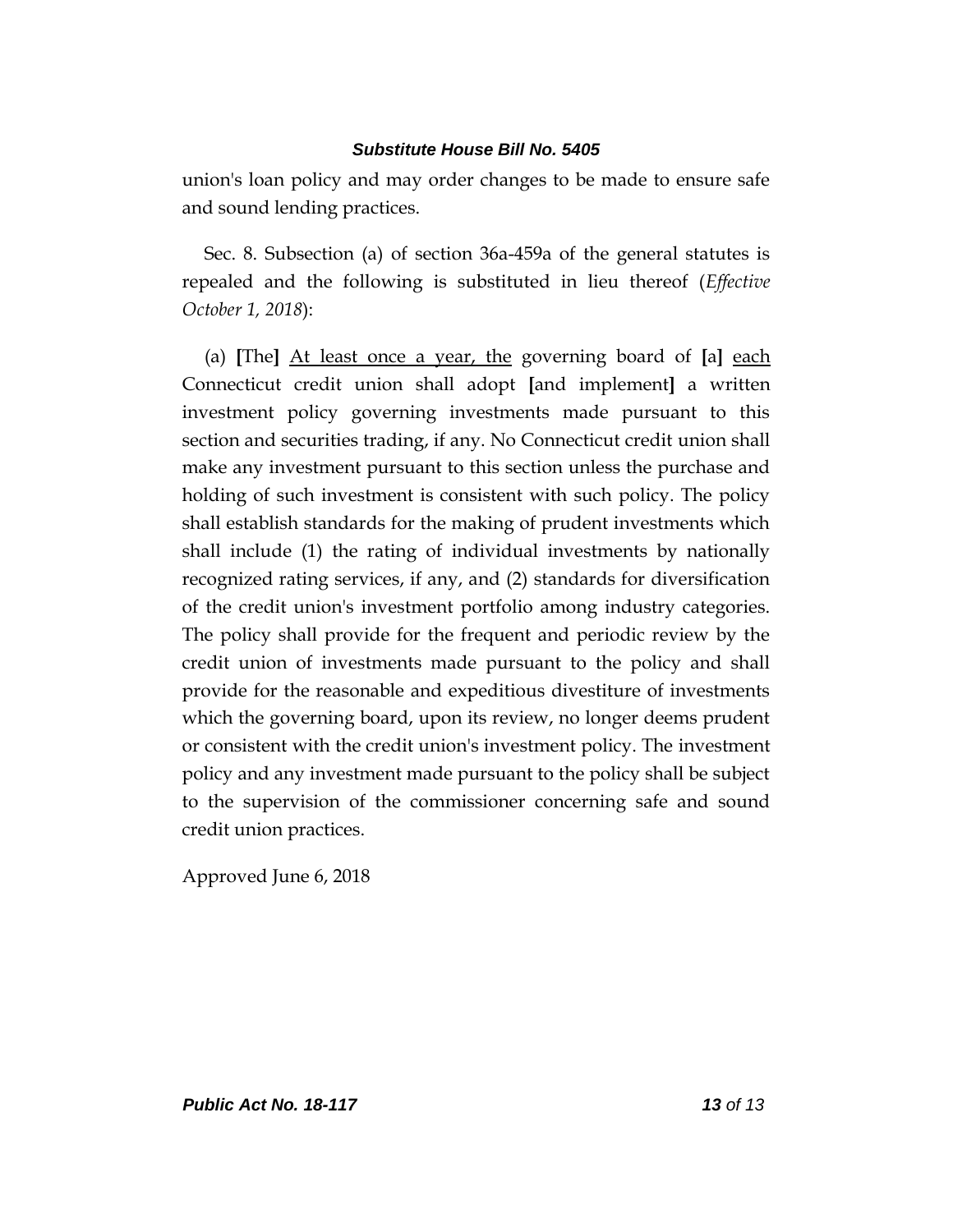union's loan policy and may order changes to be made to ensure safe and sound lending practices.

Sec. 8. Subsection (a) of section 36a-459a of the general statutes is repealed and the following is substituted in lieu thereof (*Effective October 1, 2018*):

(a) **[**The**]** <u>At least once a year, the</u> governing board of **[**a**]** <u>each</u> Connecticut credit union shall adopt **[**and implement**]** a written investment policy governing investments made pursuant to this section and securities trading, if any. No Connecticut credit union shall make any investment pursuant to this section unless the purchase and holding of such investment is consistent with such policy. The policy shall establish standards for the making of prudent investments which shall include (1) the rating of individual investments by nationally recognized rating services, if any, and (2) standards for diversification of the credit union's investment portfolio among industry categories. The policy shall provide for the frequent and periodic review by the credit union of investments made pursuant to the policy and shall provide for the reasonable and expeditious divestiture of investments which the governing board, upon its review, no longer deems prudent or consistent with the credit union's investment policy. The investment policy and any investment made pursuant to the policy shall be subject to the supervision of the commissioner concerning safe and sound credit union practices.

Approved June 6, 2018